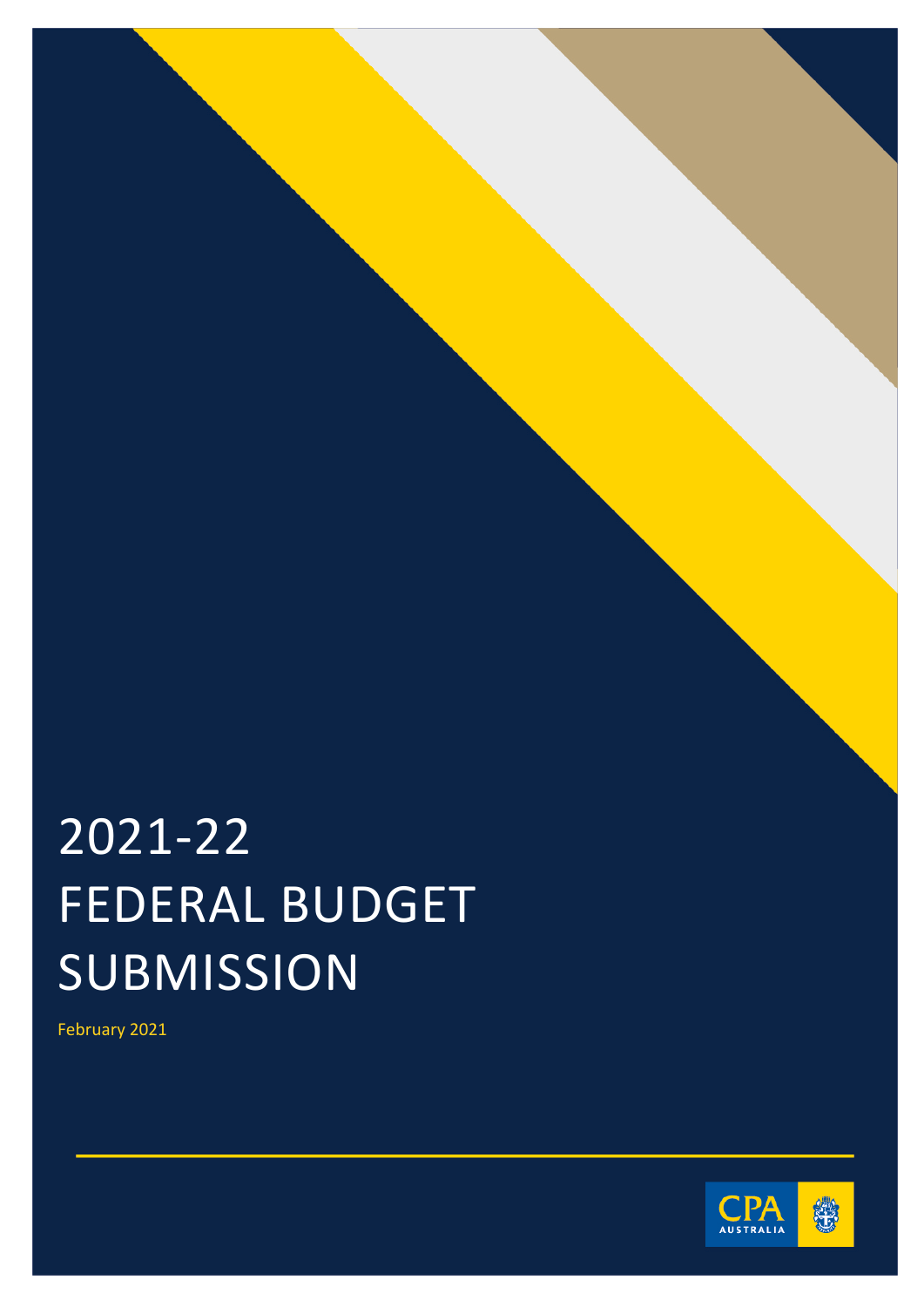# 2021-22 FEDERAL BUDGET SUBMISSION

February 2021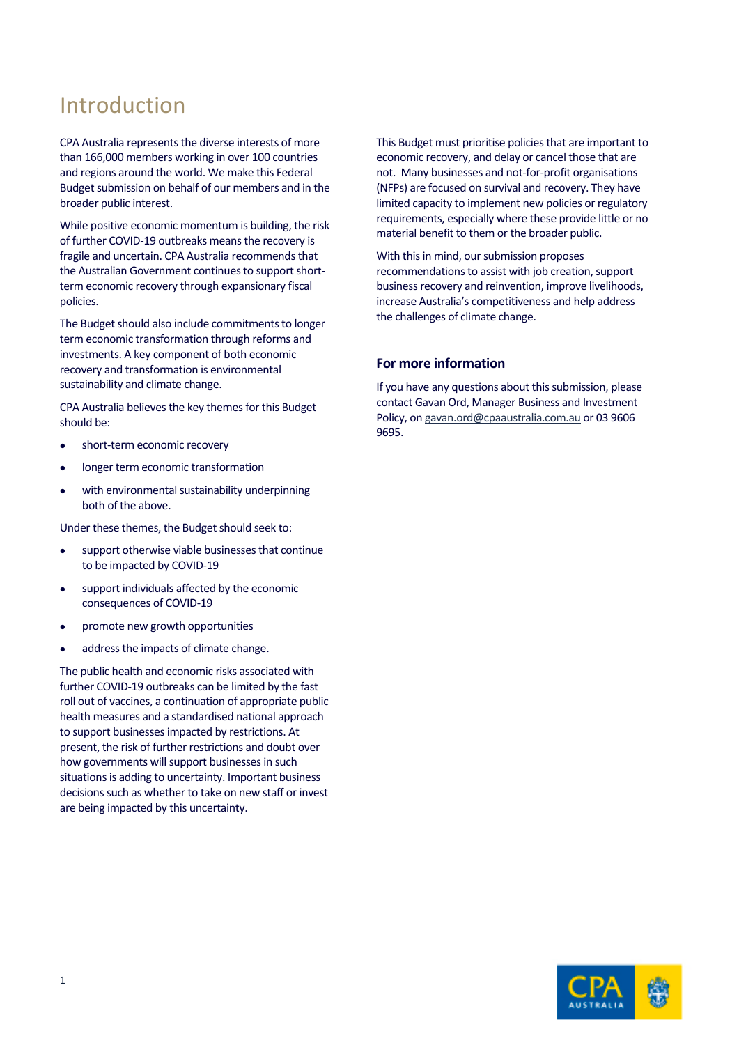# Introduction

CPA Australia represents the diverse interests of more than 166,000 members working in over 100 countries and regions around the world. We make this Federal Budget submission on behalf of our members and in the broader public interest.

While positive economic momentum is building, the risk of further COVID-19 outbreaks means the recovery is fragile and uncertain. CPA Australia recommends that the Australian Government continues to support short-term economic recovery through expansionary fiscal policies.

The Budget should also include commitments to longer term economic transformation through reforms and investments. A key component of both economic recovery and transformation is environmental sustainability and climate change.

CPA Australia believes the key themes for this Budget should be:

- short-term economic recovery
- longer term economic transformation
- with environmental sustainability underpinning both of the above.

Under these themes, the Budget should seek to:

- support otherwise viable businesses that continue to be impacted by COVID-19
- support individuals affected by the economic consequences of COVID-19
- promote new growth opportunities
- address the impacts of climate change.

The public health and economic risks associated with further COVID-19 outbreaks can be limited by the fast roll out of vaccines, a continuation of appropriate public health measures and a standardised national approach to support businesses impacted by restrictions. At present, the risk of further restrictions and doubt over how governments will support businesses in such situations is adding to uncertainty. Important business decisions such as whether to take on new staff or invest are being impacted by this uncertainty.

This Budget must prioritise policies that are important to economic recovery, and delay or cancel those that are not. Many businesses and not-for-profit organisations (NFPs) are focused on survival and recovery. They have limited capacity to implement new policies or regulatory requirements, especially where these provide little or no material benefit to them or the broader public.

With this in mind, our submission proposes recommendations to assist with job creation, support business recovery and reinvention, improve livelihoods, increase Australia's competitiveness and help address the challenges of climate change.

### For more information

If you have any questions about this submission, please contact Gavan Ord, Manager Business and Investment Policy, on gavan.ord@cpaaustralia.com.au or 03 9606 9695.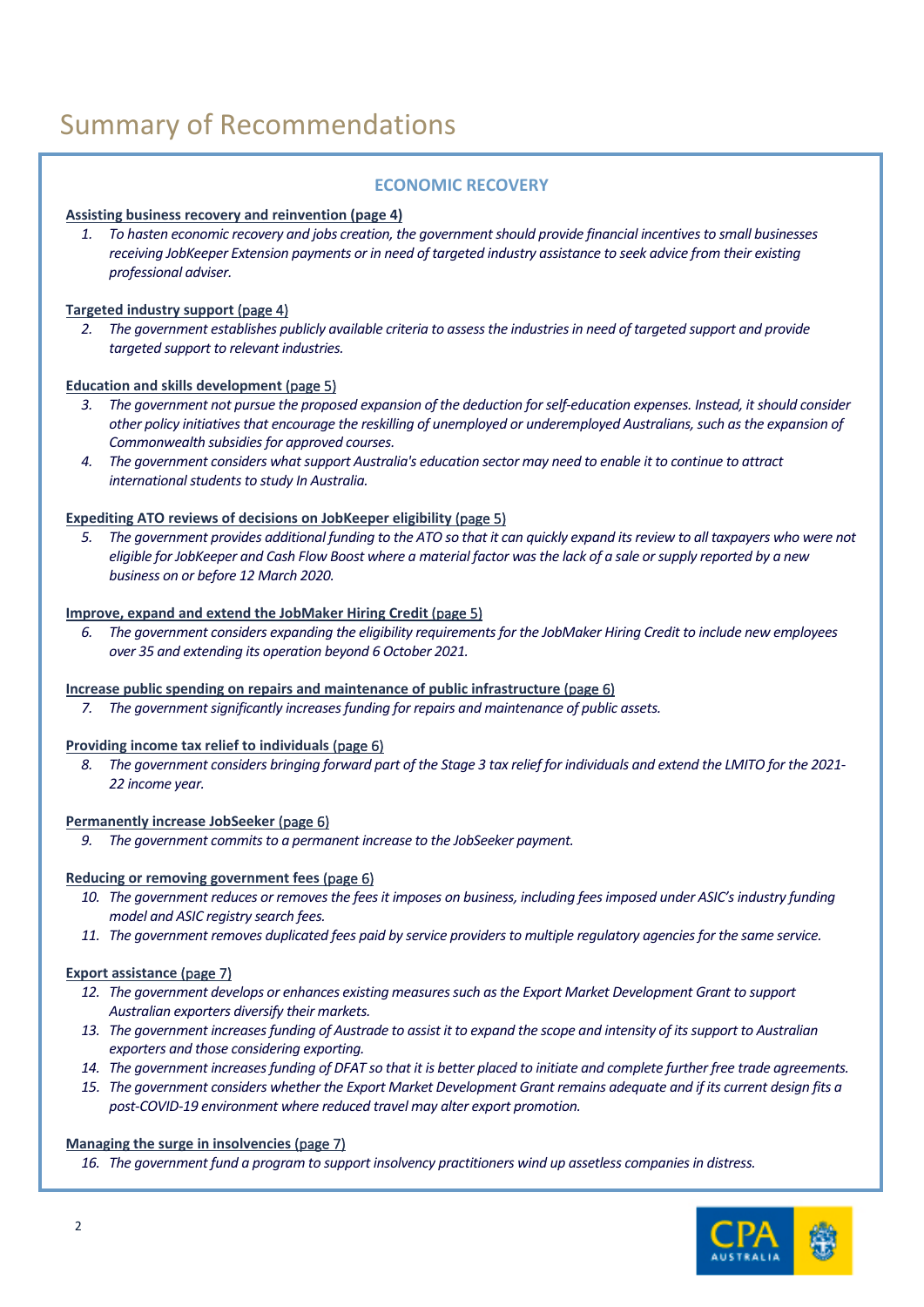# Summary of Recommendations

## ECONOMIC RECOVERY

**Assisting business recovery and reinvention (page 4)**

1. *To hasten economic recovery and jobs creation, the government should provide financial incentives to small businesses receiving JobKeeper Extension payments or in need of targeted industry assistance to seek advice from their existing professional adviser.*

**Targeted industry support (page 4)**

2. *The government establishes publicly available criteria to assess the industries in need of targeted support and provide targeted support to relevant industries.*

**Education and skills development (page 5)**

3. *The government not pursue the proposed expansion of the deduction for self-education expenses. Instead, it should consider other policy initiatives that encourage the reskilling of unemployed or underemployed Australians, such as the expansion of Commonwealth subsidies for approved courses.*
4. *The government considers what support Australia's education sector may need to enable it to continue to attract international students to study In Australia.*

**Expediting ATO reviews of decisions on JobKeeper eligibility (page 5)**

5. *The government provides additional funding to the ATO so that it can quickly expand its review to all taxpayers who were not eligible for JobKeeper and Cash Flow Boost where a material factor was the lack of a sale or supply reported by a new business on or before 12 March 2020.*

**Improve, expand and extend the JobMaker Hiring Credit (page 5)**

6. *The government considers expanding the eligibility requirements for the JobMaker Hiring Credit to include new employees over 35 and extending its operation beyond 6 October 2021.*

**Increase public spending on repairs and maintenance of public infrastructure (page 6)**

7. *The government significantly increases funding for repairs and maintenance of public assets.*

**Providing income tax relief to individuals (page 6)**

8. *The government considers bringing forward part of the Stage 3 tax relief for individuals and extend the LMITO for the 2021-22 income year.*

**Permanently increase JobSeeker (page 6)**

9. *The government commits to a permanent increase to the JobSeeker payment.*

**Reducing or removing government fees (page 6)**

10. *The government reduces or removes the fees it imposes on business, including fees imposed under ASIC's industry funding model and ASIC registry search fees.*
11. *The government removes duplicated fees paid by service providers to multiple regulatory agencies for the same service.*

**Export assistance (page 7)**

12. *The government develops or enhances existing measures such as the Export Market Development Grant to support Australian exporters diversify their markets.*
13. *The government increases funding of Austrade to assist it to expand the scope and intensity of its support to Australian exporters and those considering exporting.*
14. *The government increases funding of DFAT so that it is better placed to initiate and complete further free trade agreements.*
15. *The government considers whether the Export Market Development Grant remains adequate and if its current design fits a post-COVID-19 environment where reduced travel may alter export promotion.*

**Managing the surge in insolvencies (page 7)**

16. *The government fund a program to support insolvency practitioners wind up assetless companies in distress.*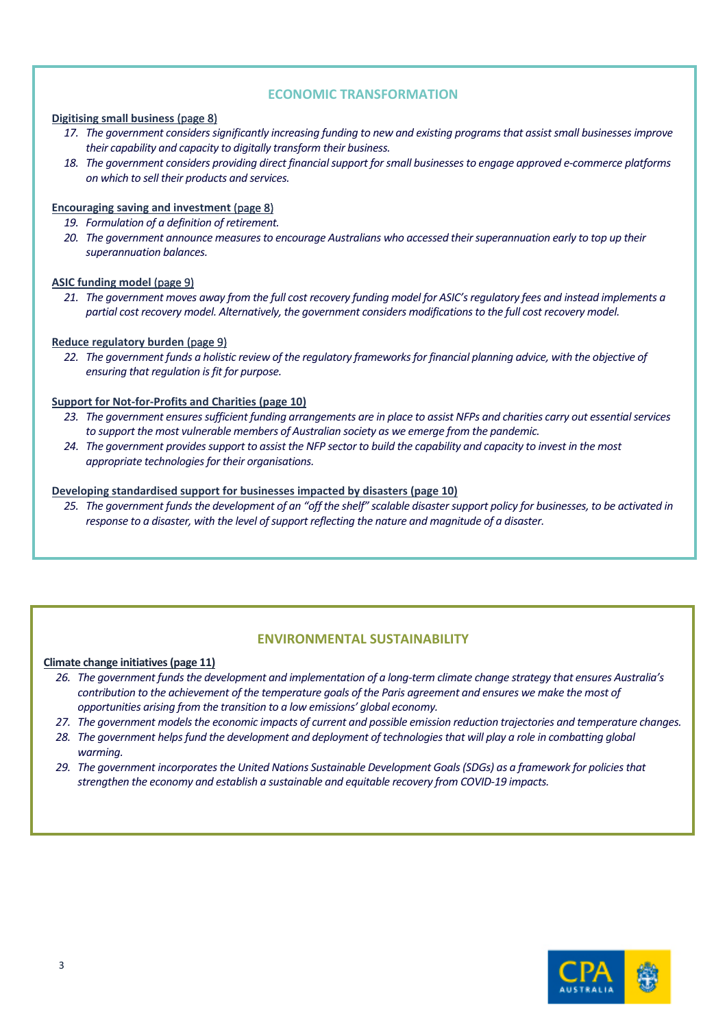## ECONOMIC TRANSFORMATION

**Digitising small business (page 8)**

17. *The government considers significantly increasing funding to new and existing programs that assist small businesses improve their capability and capacity to digitally transform their business.*
18. *The government considers providing direct financial support for small businesses to engage approved e-commerce platforms on which to sell their products and services.*

**Encouraging saving and investment (page 8)**

19. *Formulation of a definition of retirement.*
20. *The government announce measures to encourage Australians who accessed their superannuation early to top up their superannuation balances.*

**ASIC funding model (page 9)**

21. *The government moves away from the full cost recovery funding model for ASIC's regulatory fees and instead implements a partial cost recovery model. Alternatively, the government considers modifications to the full cost recovery model.*

**Reduce regulatory burden (page 9)**

22. *The government funds a holistic review of the regulatory frameworks for financial planning advice, with the objective of ensuring that regulation is fit for purpose.*

**Support for Not-for-Profits and Charities (page 10)**

23. *The government ensures sufficient funding arrangements are in place to assist NFPs and charities carry out essential services to support the most vulnerable members of Australian society as we emerge from the pandemic.*
24. *The government provides support to assist the NFP sector to build the capability and capacity to invest in the most appropriate technologies for their organisations.*

**Developing standardised support for businesses impacted by disasters (page 10)**

25. *The government funds the development of an "off the shelf" scalable disaster support policy for businesses, to be activated in response to a disaster, with the level of support reflecting the nature and magnitude of a disaster.*

## ENVIRONMENTAL SUSTAINABILITY

**Climate change initiatives (page 11)**

26. *The government funds the development and implementation of a long-term climate change strategy that ensures Australia's contribution to the achievement of the temperature goals of the Paris agreement and ensures we make the most of opportunities arising from the transition to a low emissions' global economy.*
27. *The government models the economic impacts of current and possible emission reduction trajectories and temperature changes.*
28. *The government helps fund the development and deployment of technologies that will play a role in combatting global warming.*
29. *The government incorporates the United Nations Sustainable Development Goals (SDGs) as a framework for policies that strengthen the economy and establish a sustainable and equitable recovery from COVID-19 impacts.*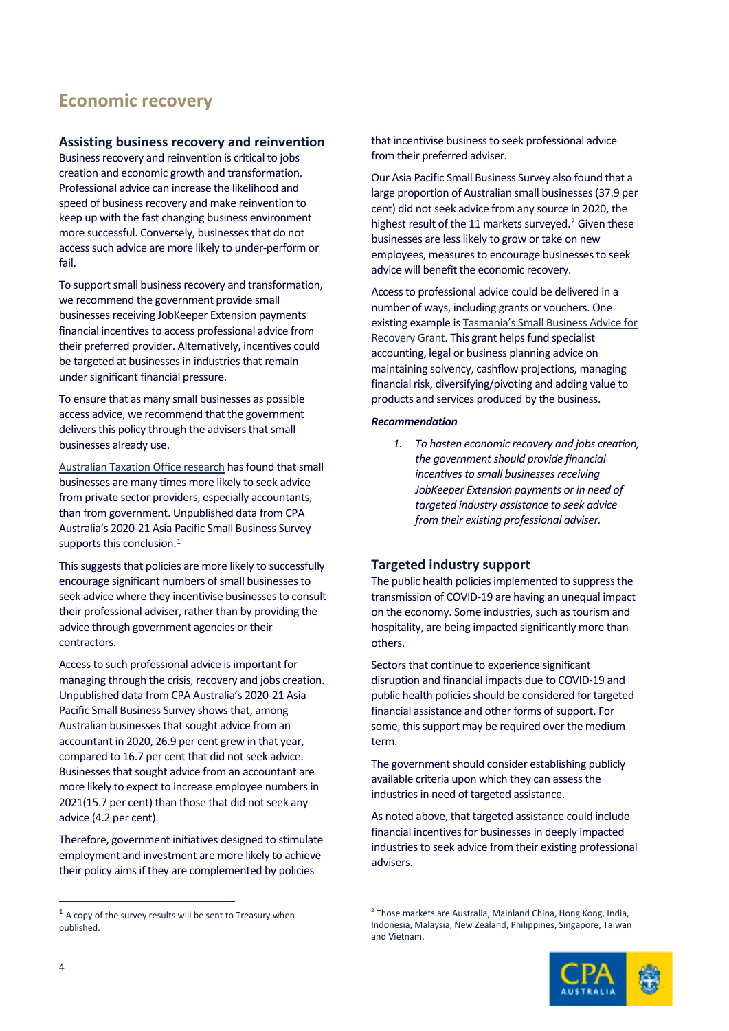## Economic recovery

### Assisting business recovery and reinvention

Business recovery and reinvention is critical to jobs creation and economic growth and transformation. Professional advice can increase the likelihood and speed of business recovery and make reinvention to keep up with the fast changing business environment more successful. Conversely, businesses that do not access such advice are more likely to under-perform or fail.

To support small business recovery and transformation, we recommend the government provide small businesses receiving JobKeeper Extension payments financial incentives to access professional advice from their preferred provider. Alternatively, incentives could be targeted at businesses in industries that remain under significant financial pressure.

To ensure that as many small businesses as possible access advice, we recommend that the government delivers this policy through the advisers that small businesses already use.

Australian Taxation Office research has found that small businesses are many times more likely to seek advice from private sector providers, especially accountants, than from government. Unpublished data from CPA Australia's 2020-21 Asia Pacific Small Business Survey supports this conclusion.[1]

This suggests that policies are more likely to successfully encourage significant numbers of small businesses to seek advice where they incentivise businesses to consult their professional adviser, rather than by providing the advice through government agencies or their contractors.

Access to such professional advice is important for managing through the crisis, recovery and jobs creation. Unpublished data from CPA Australia's 2020-21 Asia Pacific Small Business Survey shows that, among Australian businesses that sought advice from an accountant in 2020, 26.9 per cent grew in that year, compared to 16.7 per cent that did not seek advice. Businesses that sought advice from an accountant are more likely to expect to increase employee numbers in 2021(15.7 per cent) than those that did not seek any advice (4.2 per cent).

Therefore, government initiatives designed to stimulate employment and investment are more likely to achieve their policy aims if they are complemented by policies that incentivise business to seek professional advice from their preferred adviser.

Our Asia Pacific Small Business Survey also found that a large proportion of Australian small businesses (37.9 per cent) did not seek advice from any source in 2020, the highest result of the 11 markets surveyed.[2] Given these businesses are less likely to grow or take on new employees, measures to encourage businesses to seek advice will benefit the economic recovery.

Access to professional advice could be delivered in a number of ways, including grants or vouchers. One existing example is Tasmania's Small Business Advice for Recovery Grant. This grant helps fund specialist accounting, legal or business planning advice on maintaining solvency, cashflow projections, managing financial risk, diversifying/pivoting and adding value to products and services produced by the business.

***Recommendation***

1. *To hasten economic recovery and jobs creation, the government should provide financial incentives to small businesses receiving JobKeeper Extension payments or in need of targeted industry assistance to seek advice from their existing professional adviser.*

### Targeted industry support

The public health policies implemented to suppress the transmission of COVID-19 are having an unequal impact on the economy. Some industries, such as tourism and hospitality, are being impacted significantly more than others.

Sectors that continue to experience significant disruption and financial impacts due to COVID-19 and public health policies should be considered for targeted financial assistance and other forms of support. For some, this support may be required over the medium term.

The government should consider establishing publicly available criteria upon which they can assess the industries in need of targeted assistance.

As noted above, that targeted assistance could include financial incentives for businesses in deeply impacted industries to seek advice from their existing professional advisers.

---

[1] A copy of the survey results will be sent to Treasury when published.

[2] Those markets are Australia, Mainland China, Hong Kong, India, Indonesia, Malaysia, New Zealand, Philippines, Singapore, Taiwan and Vietnam.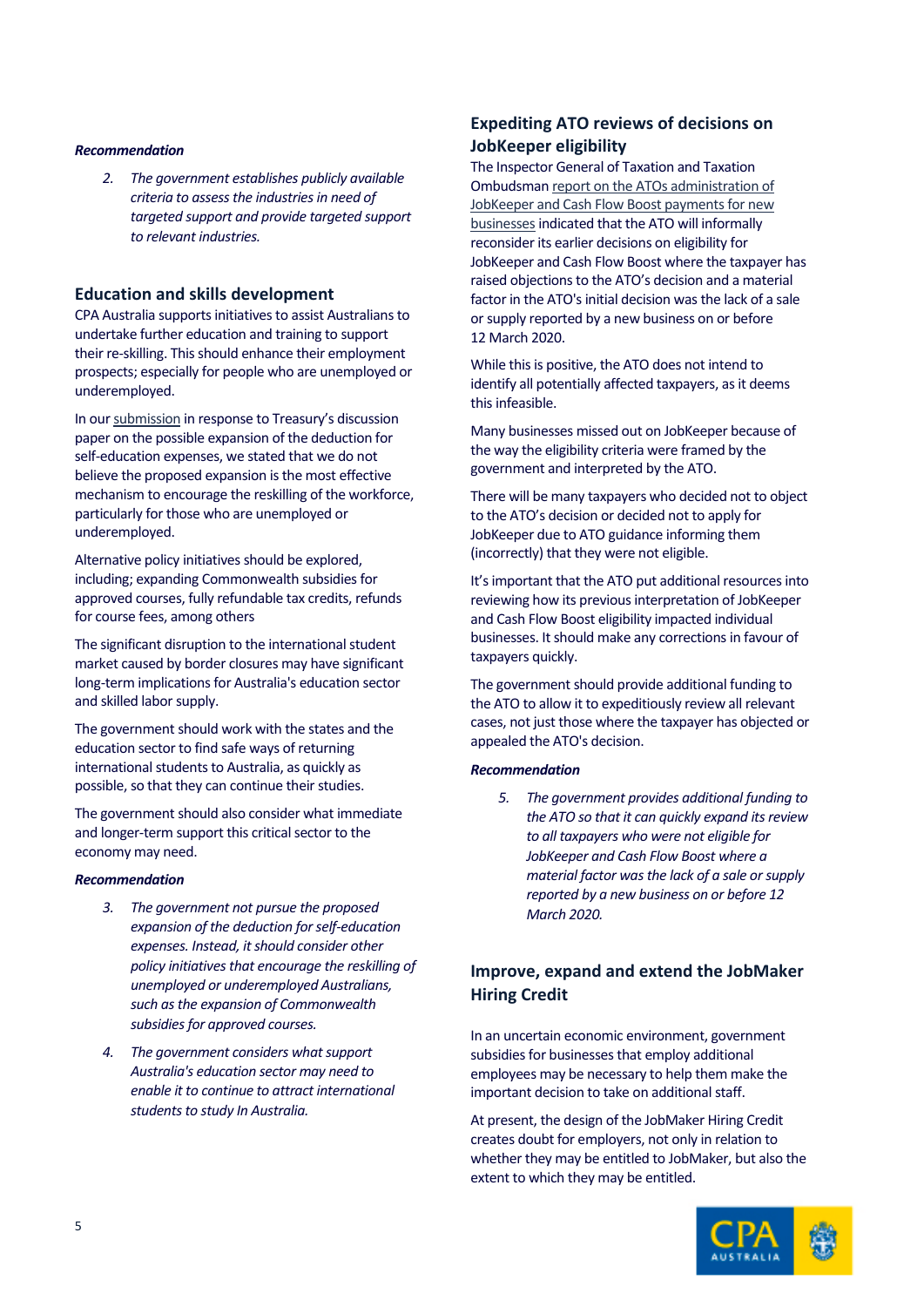***Recommendation***

2. *The government establishes publicly available criteria to assess the industries in need of targeted support and provide targeted support to relevant industries.*

## Education and skills development

CPA Australia supports initiatives to assist Australians to undertake further education and training to support their re-skilling. This should enhance their employment prospects; especially for people who are unemployed or underemployed.

In our submission in response to Treasury's discussion paper on the possible expansion of the deduction for self-education expenses, we stated that we do not believe the proposed expansion is the most effective mechanism to encourage the reskilling of the workforce, particularly for those who are unemployed or underemployed.

Alternative policy initiatives should be explored, including; expanding Commonwealth subsidies for approved courses, fully refundable tax credits, refunds for course fees, among others

The significant disruption to the international student market caused by border closures may have significant long-term implications for Australia's education sector and skilled labor supply.

The government should work with the states and the education sector to find safe ways of returning international students to Australia, as quickly as possible, so that they can continue their studies.

The government should also consider what immediate and longer-term support this critical sector to the economy may need.

***Recommendation***

3. *The government not pursue the proposed expansion of the deduction for self-education expenses. Instead, it should consider other policy initiatives that encourage the reskilling of unemployed or underemployed Australians, such as the expansion of Commonwealth subsidies for approved courses.*
4. *The government considers what support Australia's education sector may need to enable it to continue to attract international students to study In Australia.*

## Expediting ATO reviews of decisions on JobKeeper eligibility

The Inspector General of Taxation and Taxation Ombudsman report on the ATOs administration of JobKeeper and Cash Flow Boost payments for new businesses indicated that the ATO will informally reconsider its earlier decisions on eligibility for JobKeeper and Cash Flow Boost where the taxpayer has raised objections to the ATO's decision and a material factor in the ATO's initial decision was the lack of a sale or supply reported by a new business on or before 12 March 2020.

While this is positive, the ATO does not intend to identify all potentially affected taxpayers, as it deems this infeasible.

Many businesses missed out on JobKeeper because of the way the eligibility criteria were framed by the government and interpreted by the ATO.

There will be many taxpayers who decided not to object to the ATO's decision or decided not to apply for JobKeeper due to ATO guidance informing them (incorrectly) that they were not eligible.

It's important that the ATO put additional resources into reviewing how its previous interpretation of JobKeeper and Cash Flow Boost eligibility impacted individual businesses. It should make any corrections in favour of taxpayers quickly.

The government should provide additional funding to the ATO to allow it to expeditiously review all relevant cases, not just those where the taxpayer has objected or appealed the ATO's decision.

***Recommendation***

5. *The government provides additional funding to the ATO so that it can quickly expand its review to all taxpayers who were not eligible for JobKeeper and Cash Flow Boost where a material factor was the lack of a sale or supply reported by a new business on or before 12 March 2020.*

## Improve, expand and extend the JobMaker Hiring Credit

In an uncertain economic environment, government subsidies for businesses that employ additional employees may be necessary to help them make the important decision to take on additional staff.

At present, the design of the JobMaker Hiring Credit creates doubt for employers, not only in relation to whether they may be entitled to JobMaker, but also the extent to which they may be entitled.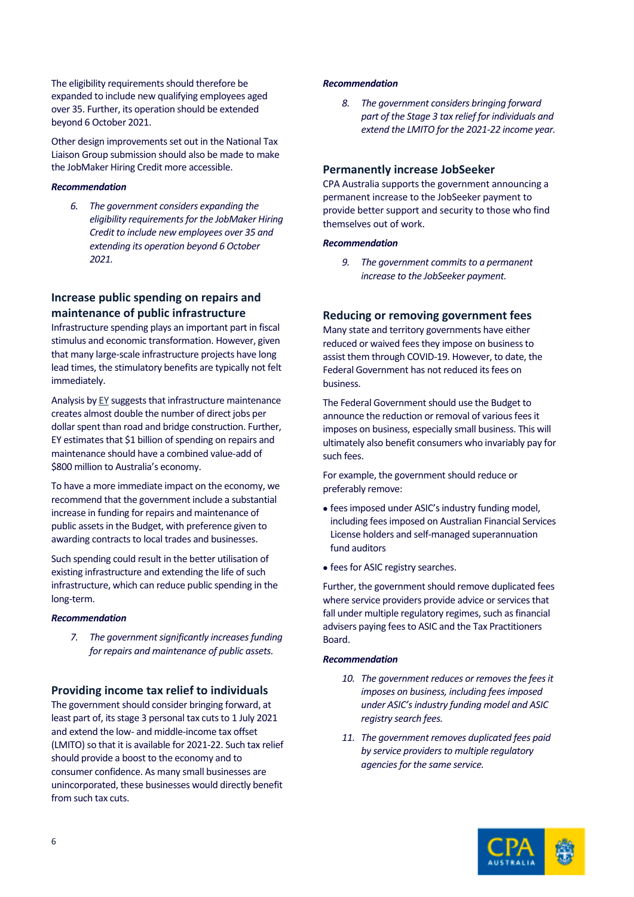The eligibility requirements should therefore be expanded to include new qualifying employees aged over 35. Further, its operation should be extended beyond 6 October 2021.

Other design improvements set out in the National Tax Liaison Group submission should also be made to make the JobMaker Hiring Credit more accessible.

***Recommendation***

> 6. *The government considers expanding the eligibility requirements for the JobMaker Hiring Credit to include new employees over 35 and extending its operation beyond 6 October 2021.*

## Increase public spending on repairs and maintenance of public infrastructure

Infrastructure spending plays an important part in fiscal stimulus and economic transformation. However, given that many large-scale infrastructure projects have long lead times, the stimulatory benefits are typically not felt immediately.

Analysis by EY suggests that infrastructure maintenance creates almost double the number of direct jobs per dollar spent than road and bridge construction. Further, EY estimates that $1 billion of spending on repairs and maintenance should have a combined value-add of $800 million to Australia's economy.

To have a more immediate impact on the economy, we recommend that the government include a substantial increase in funding for repairs and maintenance of public assets in the Budget, with preference given to awarding contracts to local trades and businesses.

Such spending could result in the better utilisation of existing infrastructure and extending the life of such infrastructure, which can reduce public spending in the long-term.

***Recommendation***

> 7. *The government significantly increases funding for repairs and maintenance of public assets.*

## Providing income tax relief to individuals

The government should consider bringing forward, at least part of, its stage 3 personal tax cuts to 1 July 2021 and extend the low- and middle-income tax offset (LMITO) so that it is available for 2021-22. Such tax relief should provide a boost to the economy and to consumer confidence. As many small businesses are unincorporated, these businesses would directly benefit from such tax cuts.

***Recommendation***

> 8. *The government considers bringing forward part of the Stage 3 tax relief for individuals and extend the LMITO for the 2021-22 income year.*

## Permanently increase JobSeeker

CPA Australia supports the government announcing a permanent increase to the JobSeeker payment to provide better support and security to those who find themselves out of work.

***Recommendation***

> 9. *The government commits to a permanent increase to the JobSeeker payment.*

## Reducing or removing government fees

Many state and territory governments have either reduced or waived fees they impose on business to assist them through COVID-19. However, to date, the Federal Government has not reduced its fees on business.

The Federal Government should use the Budget to announce the reduction or removal of various fees it imposes on business, especially small business. This will ultimately also benefit consumers who invariably pay for such fees.

For example, the government should reduce or preferably remove:

- fees imposed under ASIC's industry funding model, including fees imposed on Australian Financial Services License holders and self-managed superannuation fund auditors
- fees for ASIC registry searches.

Further, the government should remove duplicated fees where service providers provide advice or services that fall under multiple regulatory regimes, such as financial advisers paying fees to ASIC and the Tax Practitioners Board.

***Recommendation***

> 10. *The government reduces or removes the fees it imposes on business, including fees imposed under ASIC's industry funding model and ASIC registry search fees.*
>
> 11. *The government removes duplicated fees paid by service providers to multiple regulatory agencies for the same service.*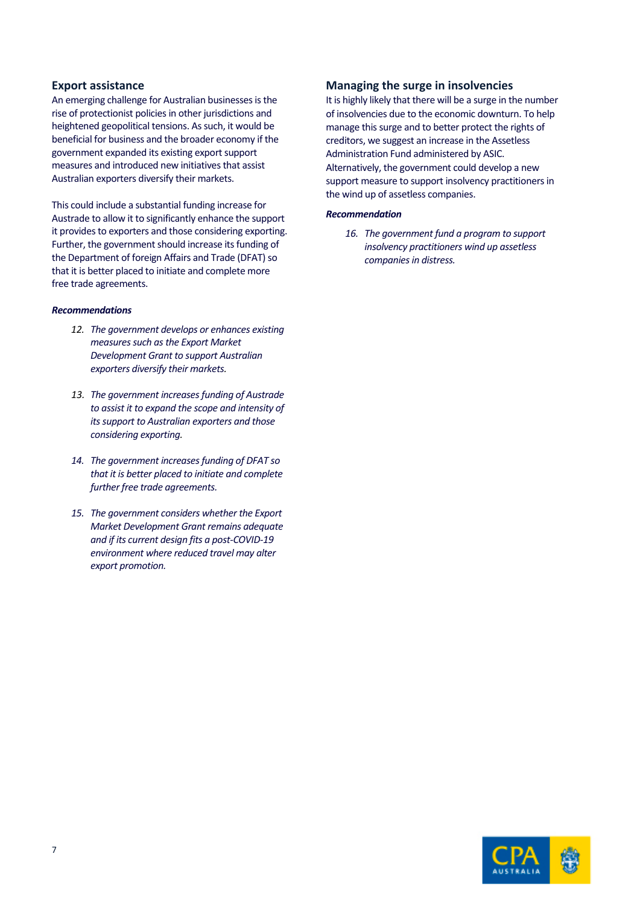## Export assistance

An emerging challenge for Australian businesses is the rise of protectionist policies in other jurisdictions and heightened geopolitical tensions. As such, it would be beneficial for business and the broader economy if the government expanded its existing export support measures and introduced new initiatives that assist Australian exporters diversify their markets.

This could include a substantial funding increase for Austrade to allow it to significantly enhance the support it provides to exporters and those considering exporting. Further, the government should increase its funding of the Department of foreign Affairs and Trade (DFAT) so that it is better placed to initiate and complete more free trade agreements.

***Recommendations***

12. *The government develops or enhances existing measures such as the Export Market Development Grant to support Australian exporters diversify their markets.*

13. *The government increases funding of Austrade to assist it to expand the scope and intensity of its support to Australian exporters and those considering exporting.*

14. *The government increases funding of DFAT so that it is better placed to initiate and complete further free trade agreements.*

15. *The government considers whether the Export Market Development Grant remains adequate and if its current design fits a post-COVID-19 environment where reduced travel may alter export promotion.*

## Managing the surge in insolvencies

It is highly likely that there will be a surge in the number of insolvencies due to the economic downturn. To help manage this surge and to better protect the rights of creditors, we suggest an increase in the Assetless Administration Fund administered by ASIC. Alternatively, the government could develop a new support measure to support insolvency practitioners in the wind up of assetless companies.

***Recommendation***

16. *The government fund a program to support insolvency practitioners wind up assetless companies in distress.*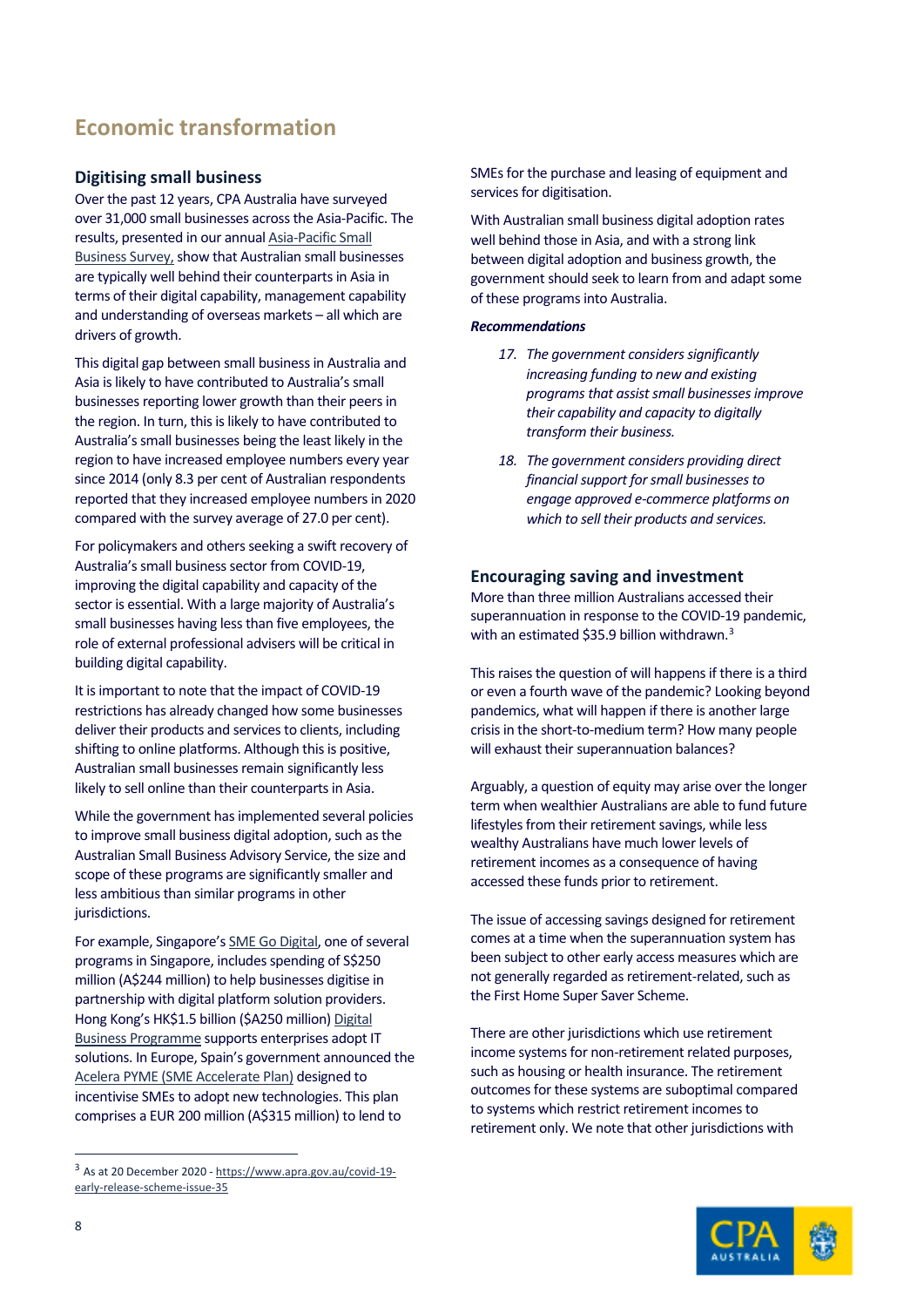## Economic transformation

### Digitising small business

Over the past 12 years, CPA Australia have surveyed over 31,000 small businesses across the Asia-Pacific. The results, presented in our annual Asia-Pacific Small Business Survey, show that Australian small businesses are typically well behind their counterparts in Asia in terms of their digital capability, management capability and understanding of overseas markets – all which are drivers of growth.

This digital gap between small business in Australia and Asia is likely to have contributed to Australia's small businesses reporting lower growth than their peers in the region. In turn, this is likely to have contributed to Australia's small businesses being the least likely in the region to have increased employee numbers every year since 2014 (only 8.3 per cent of Australian respondents reported that they increased employee numbers in 2020 compared with the survey average of 27.0 per cent).

For policymakers and others seeking a swift recovery of Australia's small business sector from COVID-19, improving the digital capability and capacity of the sector is essential. With a large majority of Australia's small businesses having less than five employees, the role of external professional advisers will be critical in building digital capability.

It is important to note that the impact of COVID-19 restrictions has already changed how some businesses deliver their products and services to clients, including shifting to online platforms. Although this is positive, Australian small businesses remain significantly less likely to sell online than their counterparts in Asia.

While the government has implemented several policies to improve small business digital adoption, such as the Australian Small Business Advisory Service, the size and scope of these programs are significantly smaller and less ambitious than similar programs in other jurisdictions.

For example, Singapore's SME Go Digital, one of several programs in Singapore, includes spending of S$250 million (A$244 million) to help businesses digitise in partnership with digital platform solution providers. Hong Kong's HK$1.5 billion ($A250 million) Digital Business Programme supports enterprises adopt IT solutions. In Europe, Spain's government announced the Acelera PYME (SME Accelerate Plan) designed to incentivise SMEs to adopt new technologies. This plan comprises a EUR 200 million (A$315 million) to lend to SMEs for the purchase and leasing of equipment and services for digitisation.

With Australian small business digital adoption rates well behind those in Asia, and with a strong link between digital adoption and business growth, the government should seek to learn from and adapt some of these programs into Australia.

***Recommendations***

17. *The government considers significantly increasing funding to new and existing programs that assist small businesses improve their capability and capacity to digitally transform their business.*
18. *The government considers providing direct financial support for small businesses to engage approved e-commerce platforms on which to sell their products and services.*

### Encouraging saving and investment

More than three million Australians accessed their superannuation in response to the COVID-19 pandemic, with an estimated $35.9 billion withdrawn.[3]

This raises the question of will happens if there is a third or even a fourth wave of the pandemic? Looking beyond pandemics, what will happen if there is another large crisis in the short-to-medium term? How many people will exhaust their superannuation balances?

Arguably, a question of equity may arise over the longer term when wealthier Australians are able to fund future lifestyles from their retirement savings, while less wealthy Australians have much lower levels of retirement incomes as a consequence of having accessed these funds prior to retirement.

The issue of accessing savings designed for retirement comes at a time when the superannuation system has been subject to other early access measures which are not generally regarded as retirement-related, such as the First Home Super Saver Scheme.

There are other jurisdictions which use retirement income systems for non-retirement related purposes, such as housing or health insurance. The retirement outcomes for these systems are suboptimal compared to systems which restrict retirement incomes to retirement only. We note that other jurisdictions with

[3] As at 20 December 2020 - https://www.apra.gov.au/covid-19-early-release-scheme-issue-35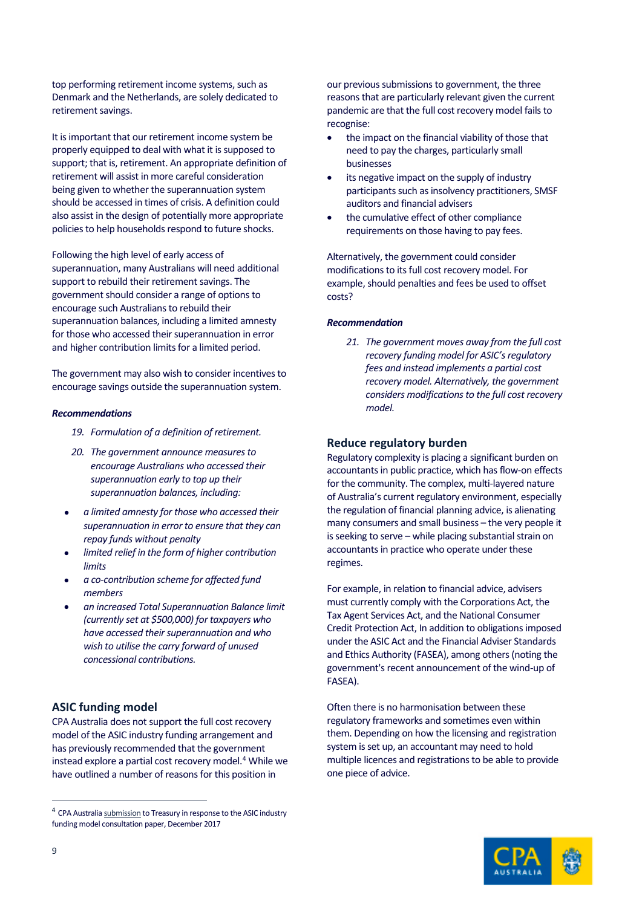top performing retirement income systems, such as Denmark and the Netherlands, are solely dedicated to retirement savings.

It is important that our retirement income system be properly equipped to deal with what it is supposed to support; that is, retirement. An appropriate definition of retirement will assist in more careful consideration being given to whether the superannuation system should be accessed in times of crisis. A definition could also assist in the design of potentially more appropriate policies to help households respond to future shocks.

Following the high level of early access of superannuation, many Australians will need additional support to rebuild their retirement savings. The government should consider a range of options to encourage such Australians to rebuild their superannuation balances, including a limited amnesty for those who accessed their superannuation in error and higher contribution limits for a limited period.

The government may also wish to consider incentives to encourage savings outside the superannuation system.

***Recommendations***

19. *Formulation of a definition of retirement.*
20. *The government announce measures to encourage Australians who accessed their superannuation early to top up their superannuation balances, including:*

- *a limited amnesty for those who accessed their superannuation in error to ensure that they can repay funds without penalty*
- *limited relief in the form of higher contribution limits*
- *a co-contribution scheme for affected fund members*
- *an increased Total Superannuation Balance limit (currently set at $500,000) for taxpayers who have accessed their superannuation and who wish to utilise the carry forward of unused concessional contributions.*

## ASIC funding model

CPA Australia does not support the full cost recovery model of the ASIC industry funding arrangement and has previously recommended that the government instead explore a partial cost recovery model.[4] While we have outlined a number of reasons for this position in our previous submissions to government, the three reasons that are particularly relevant given the current pandemic are that the full cost recovery model fails to recognise:

- the impact on the financial viability of those that need to pay the charges, particularly small businesses
- its negative impact on the supply of industry participants such as insolvency practitioners, SMSF auditors and financial advisers
- the cumulative effect of other compliance requirements on those having to pay fees.

Alternatively, the government could consider modifications to its full cost recovery model. For example, should penalties and fees be used to offset costs?

***Recommendation***

21. *The government moves away from the full cost recovery funding model for ASIC's regulatory fees and instead implements a partial cost recovery model. Alternatively, the government considers modifications to the full cost recovery model.*

## Reduce regulatory burden

Regulatory complexity is placing a significant burden on accountants in public practice, which has flow-on effects for the community. The complex, multi-layered nature of Australia's current regulatory environment, especially the regulation of financial planning advice, is alienating many consumers and small business – the very people it is seeking to serve – while placing substantial strain on accountants in practice who operate under these regimes.

For example, in relation to financial advice, advisers must currently comply with the Corporations Act, the Tax Agent Services Act, and the National Consumer Credit Protection Act, In addition to obligations imposed under the ASIC Act and the Financial Adviser Standards and Ethics Authority (FASEA), among others (noting the government's recent announcement of the wind-up of FASEA).

Often there is no harmonisation between these regulatory frameworks and sometimes even within them. Depending on how the licensing and registration system is set up, an accountant may need to hold multiple licences and registrations to be able to provide one piece of advice.

---

[4] CPA Australia submission to Treasury in response to the ASIC industry funding model consultation paper, December 2017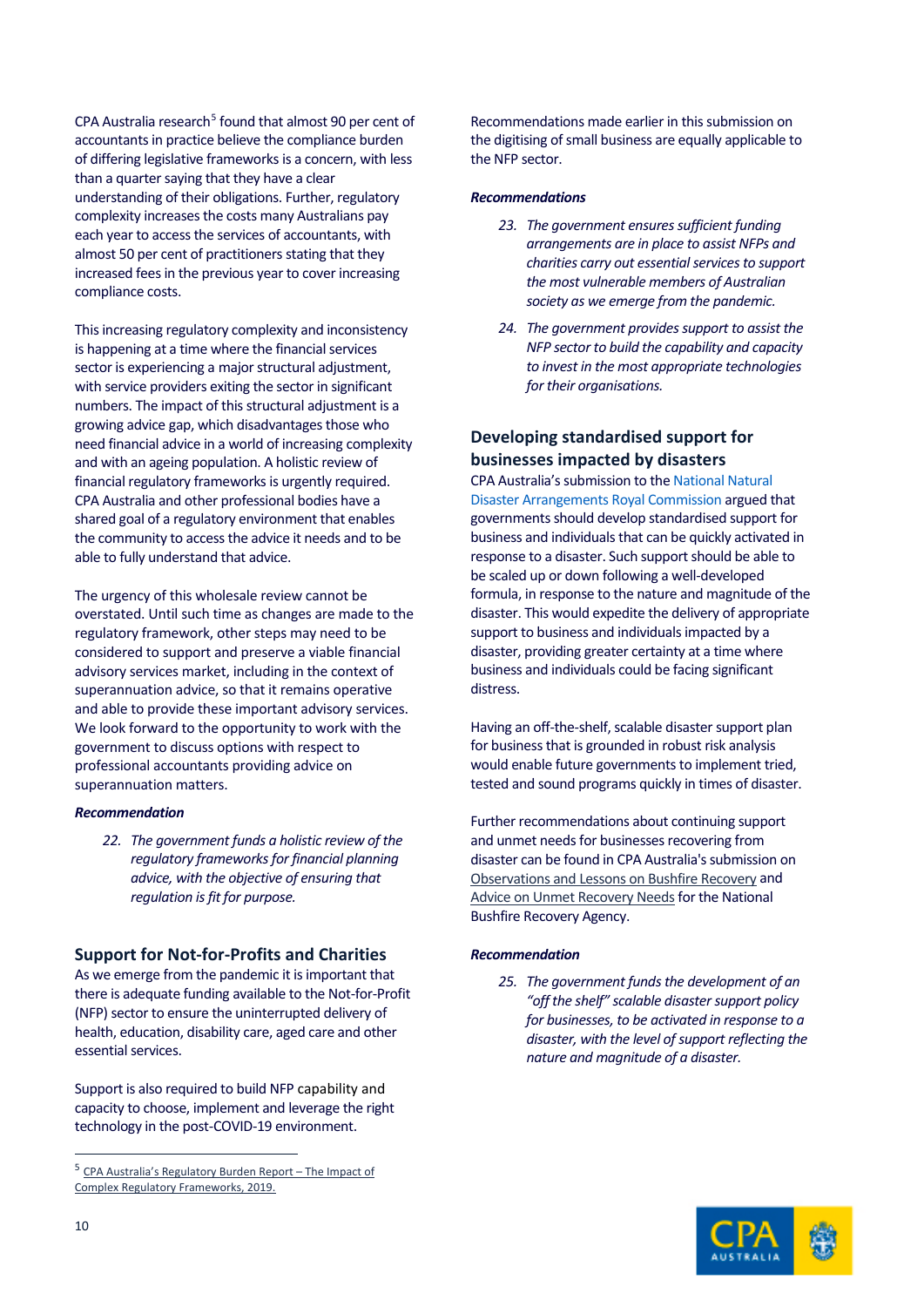CPA Australia research[5] found that almost 90 per cent of accountants in practice believe the compliance burden of differing legislative frameworks is a concern, with less than a quarter saying that they have a clear understanding of their obligations. Further, regulatory complexity increases the costs many Australians pay each year to access the services of accountants, with almost 50 per cent of practitioners stating that they increased fees in the previous year to cover increasing compliance costs.

This increasing regulatory complexity and inconsistency is happening at a time where the financial services sector is experiencing a major structural adjustment, with service providers exiting the sector in significant numbers. The impact of this structural adjustment is a growing advice gap, which disadvantages those who need financial advice in a world of increasing complexity and with an ageing population. A holistic review of financial regulatory frameworks is urgently required. CPA Australia and other professional bodies have a shared goal of a regulatory environment that enables the community to access the advice it needs and to be able to fully understand that advice.

The urgency of this wholesale review cannot be overstated. Until such time as changes are made to the regulatory framework, other steps may need to be considered to support and preserve a viable financial advisory services market, including in the context of superannuation advice, so that it remains operative and able to provide these important advisory services. We look forward to the opportunity to work with the government to discuss options with respect to professional accountants providing advice on superannuation matters.

***Recommendation***

22. *The government funds a holistic review of the regulatory frameworks for financial planning advice, with the objective of ensuring that regulation is fit for purpose.*

## Support for Not-for-Profits and Charities

As we emerge from the pandemic it is important that there is adequate funding available to the Not-for-Profit (NFP) sector to ensure the uninterrupted delivery of health, education, disability care, aged care and other essential services.

Support is also required to build NFP capability and capacity to choose, implement and leverage the right technology in the post-COVID-19 environment.

Recommendations made earlier in this submission on the digitising of small business are equally applicable to the NFP sector.

***Recommendations***

23. *The government ensures sufficient funding arrangements are in place to assist NFPs and charities carry out essential services to support the most vulnerable members of Australian society as we emerge from the pandemic.*
24. *The government provides support to assist the NFP sector to build the capability and capacity to invest in the most appropriate technologies for their organisations.*

## Developing standardised support for businesses impacted by disasters

CPA Australia's submission to the National Natural Disaster Arrangements Royal Commission argued that governments should develop standardised support for business and individuals that can be quickly activated in response to a disaster. Such support should be able to be scaled up or down following a well-developed formula, in response to the nature and magnitude of the disaster. This would expedite the delivery of appropriate support to business and individuals impacted by a disaster, providing greater certainty at a time where business and individuals could be facing significant distress.

Having an off-the-shelf, scalable disaster support plan for business that is grounded in robust risk analysis would enable future governments to implement tried, tested and sound programs quickly in times of disaster.

Further recommendations about continuing support and unmet needs for businesses recovering from disaster can be found in CPA Australia's submission on Observations and Lessons on Bushfire Recovery and Advice on Unmet Recovery Needs for the National Bushfire Recovery Agency.

***Recommendation***

25. *The government funds the development of an "off the shelf" scalable disaster support policy for businesses, to be activated in response to a disaster, with the level of support reflecting the nature and magnitude of a disaster.*

---

[5] CPA Australia's Regulatory Burden Report – The Impact of Complex Regulatory Frameworks, 2019.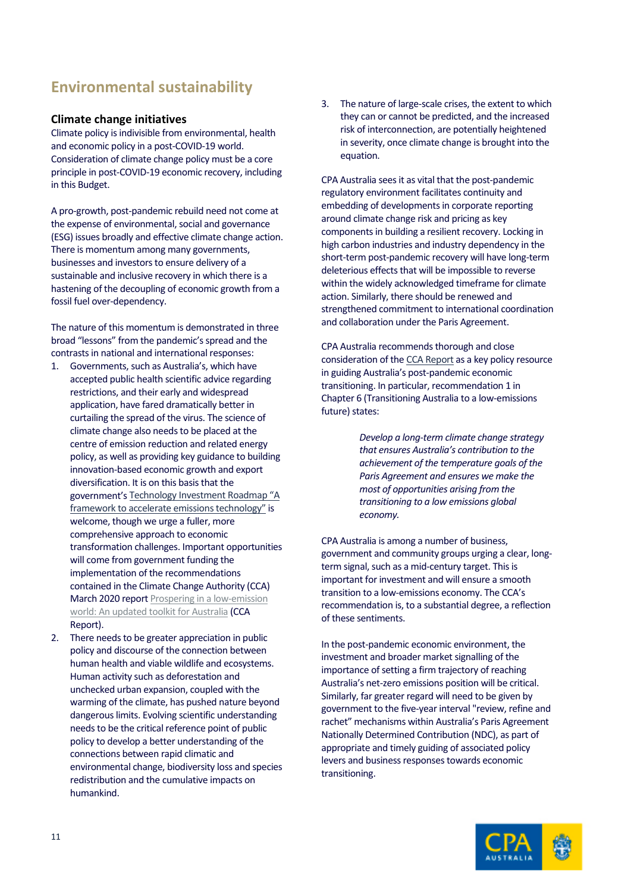## Environmental sustainability

### Climate change initiatives

Climate policy is indivisible from environmental, health and economic policy in a post-COVID-19 world. Consideration of climate change policy must be a core principle in post-COVID-19 economic recovery, including in this Budget.

A pro-growth, post-pandemic rebuild need not come at the expense of environmental, social and governance (ESG) issues broadly and effective climate change action. There is momentum among many governments, businesses and investors to ensure delivery of a sustainable and inclusive recovery in which there is a hastening of the decoupling of economic growth from a fossil fuel over-dependency.

The nature of this momentum is demonstrated in three broad "lessons" from the pandemic's spread and the contrasts in national and international responses:

1. Governments, such as Australia's, which have accepted public health scientific advice regarding restrictions, and their early and widespread application, have fared dramatically better in curtailing the spread of the virus. The science of climate change also needs to be placed at the centre of emission reduction and related energy policy, as well as providing key guidance to building innovation-based economic growth and export diversification. It is on this basis that the government's Technology Investment Roadmap "A framework to accelerate emissions technology" is welcome, though we urge a fuller, more comprehensive approach to economic transformation challenges. Important opportunities will come from government funding the implementation of the recommendations contained in the Climate Change Authority (CCA) March 2020 report Prospering in a low-emission world: An updated toolkit for Australia (CCA Report).
2. There needs to be greater appreciation in public policy and discourse of the connection between human health and viable wildlife and ecosystems. Human activity such as deforestation and unchecked urban expansion, coupled with the warming of the climate, has pushed nature beyond dangerous limits. Evolving scientific understanding needs to be the critical reference point of public policy to develop a better understanding of the connections between rapid climatic and environmental change, biodiversity loss and species redistribution and the cumulative impacts on humankind.
3. The nature of large-scale crises, the extent to which they can or cannot be predicted, and the increased risk of interconnection, are potentially heightened in severity, once climate change is brought into the equation.

CPA Australia sees it as vital that the post-pandemic regulatory environment facilitates continuity and embedding of developments in corporate reporting around climate change risk and pricing as key components in building a resilient recovery. Locking in high carbon industries and industry dependency in the short-term post-pandemic recovery will have long-term deleterious effects that will be impossible to reverse within the widely acknowledged timeframe for climate action. Similarly, there should be renewed and strengthened commitment to international coordination and collaboration under the Paris Agreement.

CPA Australia recommends thorough and close consideration of the CCA Report as a key policy resource in guiding Australia's post-pandemic economic transitioning. In particular, recommendation 1 in Chapter 6 (Transitioning Australia to a low-emissions future) states:

> *Develop a long-term climate change strategy that ensures Australia's contribution to the achievement of the temperature goals of the Paris Agreement and ensures we make the most of opportunities arising from the transitioning to a low emissions global economy.*

CPA Australia is among a number of business, government and community groups urging a clear, long-term signal, such as a mid-century target. This is important for investment and will ensure a smooth transition to a low-emissions economy. The CCA's recommendation is, to a substantial degree, a reflection of these sentiments.

In the post-pandemic economic environment, the investment and broader market signalling of the importance of setting a firm trajectory of reaching Australia's net-zero emissions position will be critical. Similarly, far greater regard will need to be given by government to the five-year interval "review, refine and rachet" mechanisms within Australia's Paris Agreement Nationally Determined Contribution (NDC), as part of appropriate and timely guiding of associated policy levers and business responses towards economic transitioning.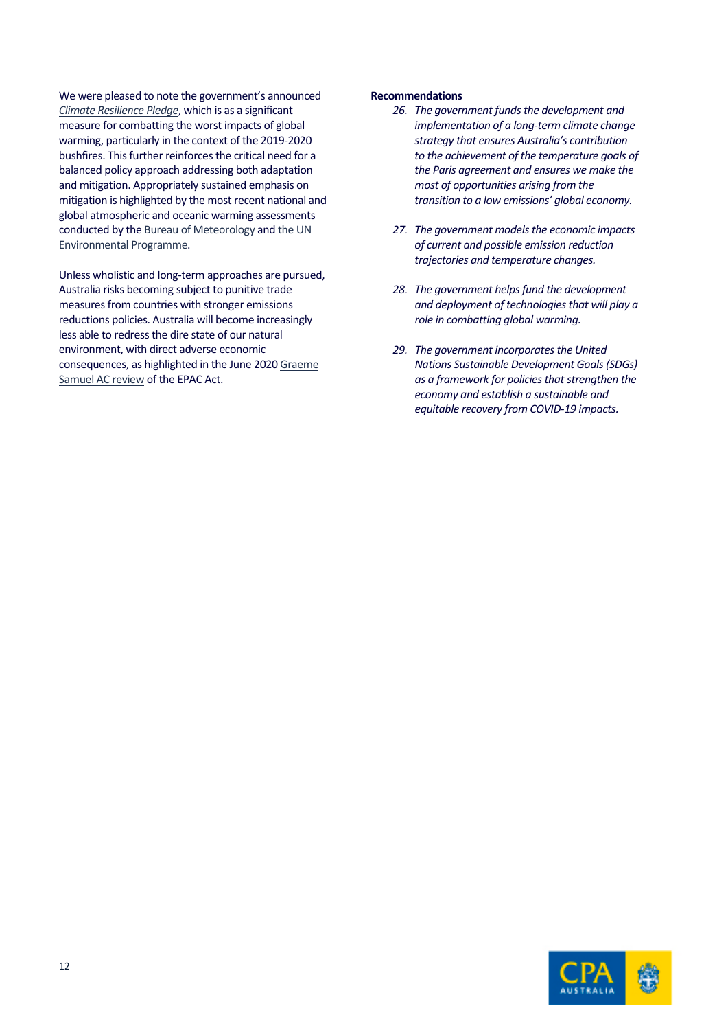We were pleased to note the government's announced *Climate Resilience Pledge*, which is as a significant measure for combatting the worst impacts of global warming, particularly in the context of the 2019-2020 bushfires. This further reinforces the critical need for a balanced policy approach addressing both adaptation and mitigation. Appropriately sustained emphasis on mitigation is highlighted by the most recent national and global atmospheric and oceanic warming assessments conducted by the Bureau of Meteorology and the UN Environmental Programme.

Unless wholistic and long-term approaches are pursued, Australia risks becoming subject to punitive trade measures from countries with stronger emissions reductions policies. Australia will become increasingly less able to redress the dire state of our natural environment, with direct adverse economic consequences, as highlighted in the June 2020 Graeme Samuel AC review of the EPAC Act.

**Recommendations**

26. *The government funds the development and implementation of a long-term climate change strategy that ensures Australia's contribution to the achievement of the temperature goals of the Paris agreement and ensures we make the most of opportunities arising from the transition to a low emissions' global economy.*

27. *The government models the economic impacts of current and possible emission reduction trajectories and temperature changes.*

28. *The government helps fund the development and deployment of technologies that will play a role in combatting global warming.*

29. *The government incorporates the United Nations Sustainable Development Goals (SDGs) as a framework for policies that strengthen the economy and establish a sustainable and equitable recovery from COVID-19 impacts.*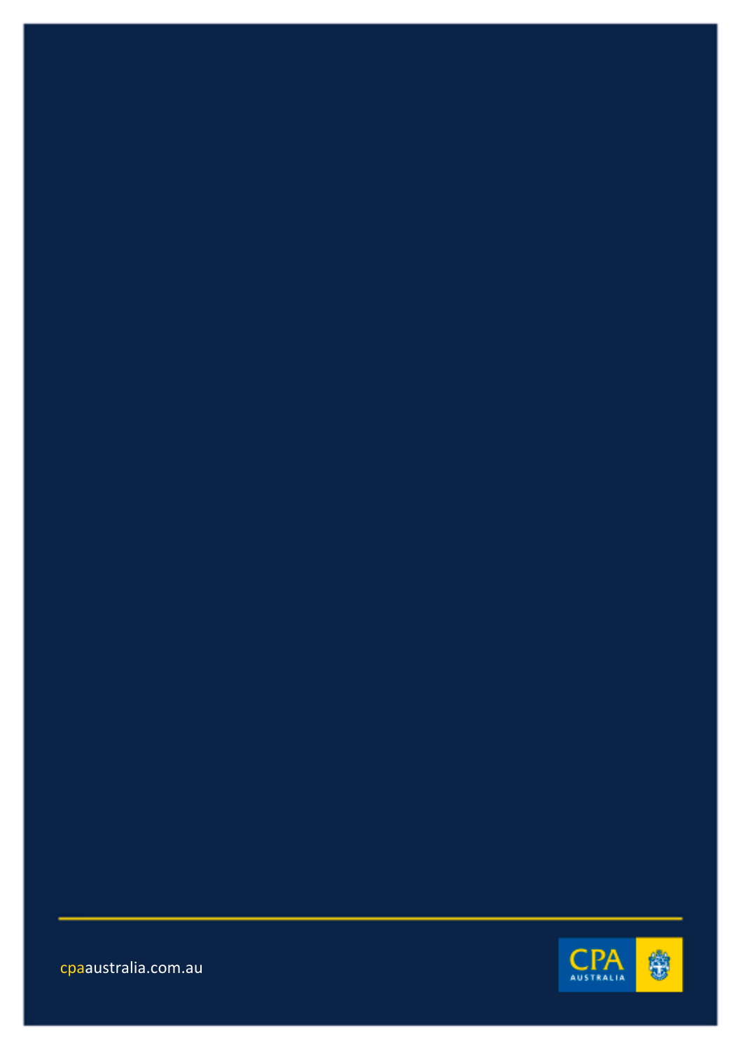cpaaustralia.com.au

CPA AUSTRALIA